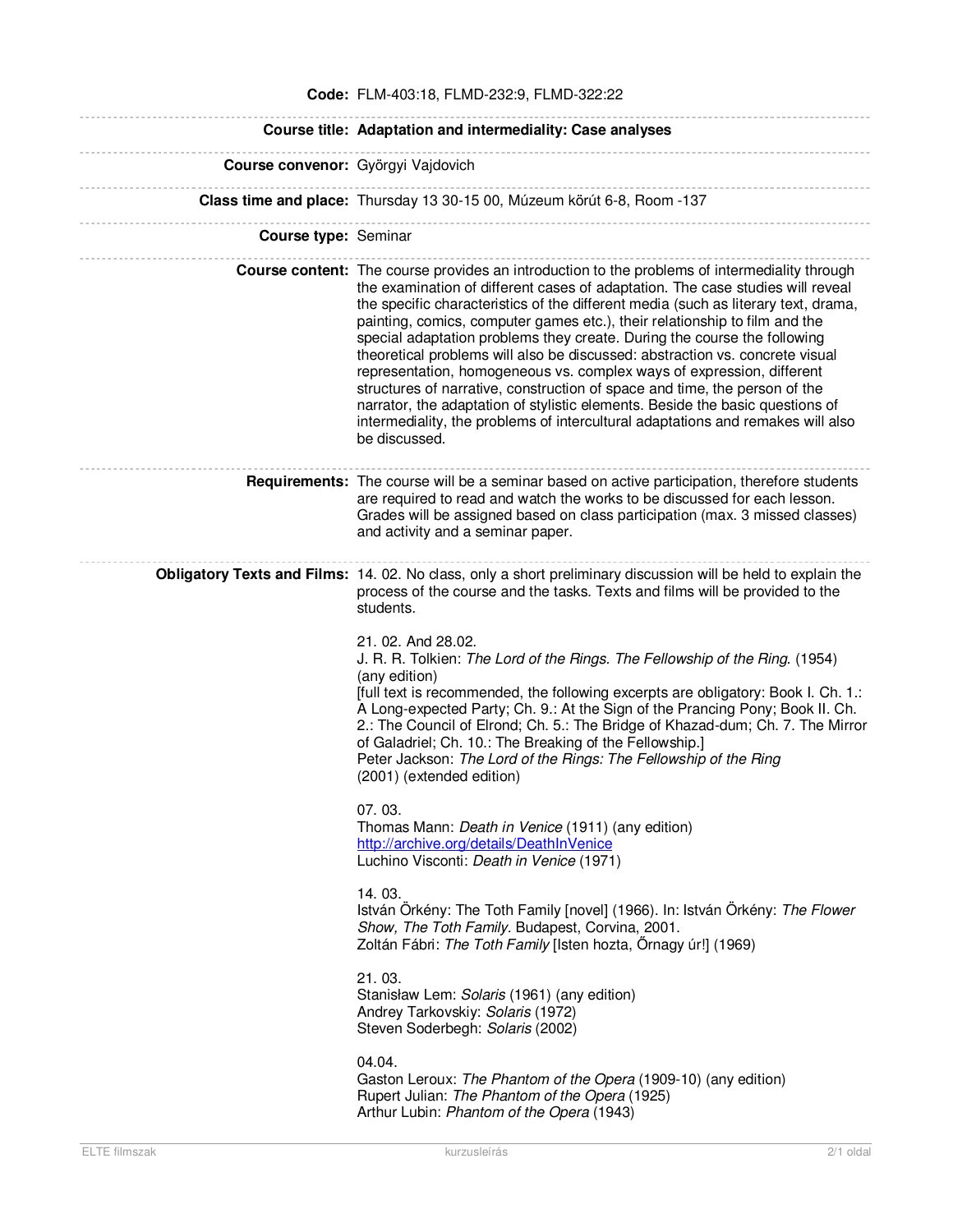**Code:** FLM-403:18, FLMD-232:9, FLMD-322:22

**Course title:** **Adaptation and intermediality: Case analyses**

**Course convenor:** Györgyi Vajdovich

**Class time and place:** Thursday 13 30-15 00, Múzeum körút 6-8, Room -137

**Course type:** Seminar

**Course content:** The course provides an introduction to the problems of intermediality through the examination of different cases of adaptation. The case studies will reveal the specific characteristics of the different media (such as literary text, drama, painting, comics, computer games etc.), their relationship to film and the special adaptation problems they create. During the course the following theoretical problems will also be discussed: abstraction vs. concrete visual representation, homogeneous vs. complex ways of expression, different structures of narrative, construction of space and time, the person of the narrator, the adaptation of stylistic elements. Beside the basic questions of intermediality, the problems of intercultural adaptations and remakes will also be discussed.

**Requirements:** The course will be a seminar based on active participation, therefore students are required to read and watch the works to be discussed for each lesson. Grades will be assigned based on class participation (max. 3 missed classes) and activity and a seminar paper.

**Obligatory Texts and Films:** 14. 02. No class, only a short preliminary discussion will be held to explain the process of the course and the tasks. Texts and films will be provided to the students.

21. 02. And 28.02.
J. R. R. Tolkien: *The Lord of the Rings. The Fellowship of the Ring.* (1954) (any edition)
[full text is recommended, the following excerpts are obligatory: Book I. Ch. 1.: A Long-expected Party; Ch. 9.: At the Sign of the Prancing Pony; Book II. Ch. 2.: The Council of Elrond; Ch. 5.: The Bridge of Khazad-dum; Ch. 7. The Mirror of Galadriel; Ch. 10.: The Breaking of the Fellowship.]
Peter Jackson: *The Lord of the Rings: The Fellowship of the Ring* (2001) (extended edition)

07. 03.
Thomas Mann: *Death in Venice* (1911) (any edition)
http://archive.org/details/DeathInVenice
Luchino Visconti: *Death in Venice* (1971)

14. 03.
István Örkény: The Toth Family [novel] (1966). In: István Örkény: *The Flower Show, The Toth Family.* Budapest, Corvina, 2001.
Zoltán Fábri: *The Toth Family* [Isten hozta, Őrnagy úr!] (1969)

21. 03.
Stanisław Lem: *Solaris* (1961) (any edition)
Andrey Tarkovskiy: *Solaris* (1972)
Steven Soderbegh: *Solaris* (2002)

04.04.
Gaston Leroux: *The Phantom of the Opera* (1909-10) (any edition)
Rupert Julian: *The Phantom of the Opera* (1925)
Arthur Lubin: *Phantom of the Opera* (1943)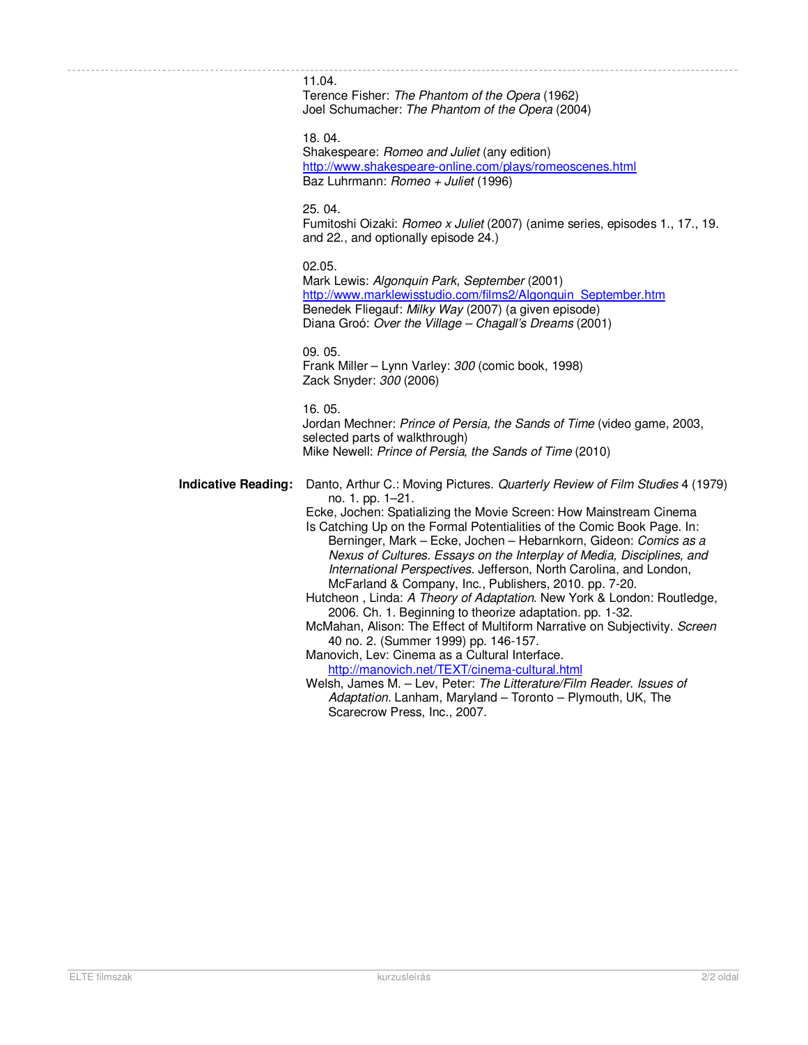11.04.
Terence Fisher: *The Phantom of the Opera* (1962)
Joel Schumacher: *The Phantom of the Opera* (2004)

18. 04.
Shakespeare: *Romeo and Juliet* (any edition)
http://www.shakespeare-online.com/plays/romeoscenes.html
Baz Luhrmann: *Romeo + Juliet* (1996)

25. 04.
Fumitoshi Oizaki: *Romeo x Juliet* (2007) (anime series, episodes 1., 17., 19. and 22., and optionally episode 24.)

02.05.
Mark Lewis: *Algonquin Park, September* (2001)
http://www.marklewisstudio.com/films2/Algonquin_September.htm
Benedek Fliegauf: *Milky Way* (2007) (a given episode)
Diana Groó: *Over the Village – Chagall's Dreams* (2001)

09. 05.
Frank Miller – Lynn Varley: *300* (comic book, 1998)
Zack Snyder: *300* (2006)

16. 05.
Jordan Mechner: *Prince of Persia, the Sands of Time* (video game, 2003, selected parts of walkthrough)
Mike Newell: *Prince of Persia, the Sands of Time* (2010)

**Indicative Reading:**

Danto, Arthur C.: Moving Pictures. *Quarterly Review of Film Studies* 4 (1979) no. 1. pp. 1–21.

Ecke, Jochen: Spatializing the Movie Screen: How Mainstream Cinema Is Catching Up on the Formal Potentialities of the Comic Book Page. In: Berninger, Mark – Ecke, Jochen – Hebarnkorn, Gideon: *Comics as a Nexus of Cultures. Essays on the Interplay of Media, Disciplines, and International Perspectives.* Jefferson, North Carolina, and London, McFarland & Company, Inc., Publishers, 2010. pp. 7-20.

Hutcheon , Linda: *A Theory of Adaptation*. New York & London: Routledge, 2006. Ch. 1. Beginning to theorize adaptation. pp. 1-32.

McMahan, Alison: The Effect of Multiform Narrative on Subjectivity. *Screen* 40 no. 2. (Summer 1999) pp. 146-157.

Manovich, Lev: Cinema as a Cultural Interface. http://manovich.net/TEXT/cinema-cultural.html

Welsh, James M. – Lev, Peter: *The Litterature/Film Reader. Issues of Adaptation.* Lanham, Maryland – Toronto – Plymouth, UK, The Scarecrow Press, Inc., 2007.